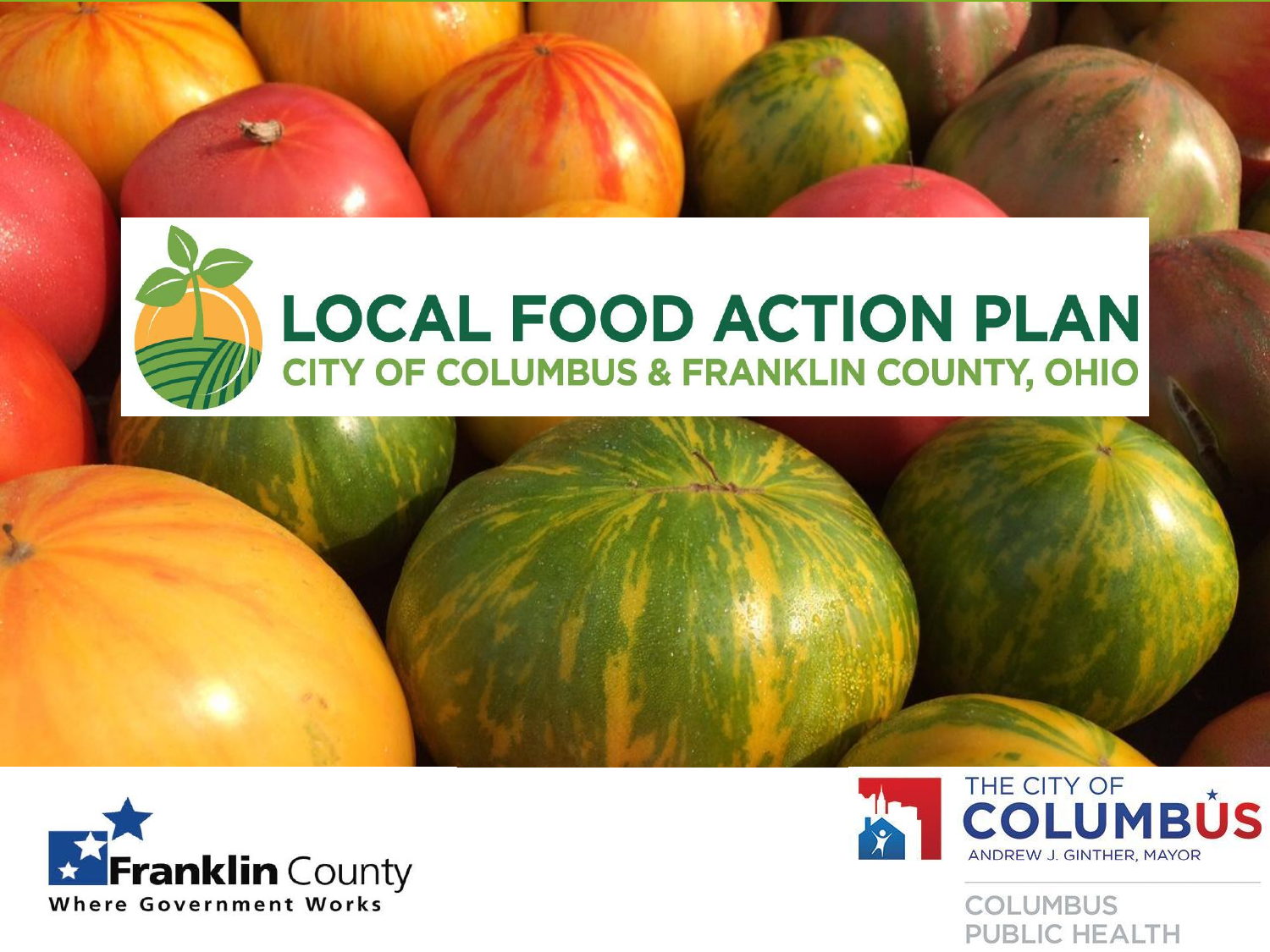# LOCAL FOOD ACTION PLAN

## CITY OF COLUMBUS & FRANKLIN COUNTY, OHIO

Franklin County
Where Government Works

THE CITY OF COLUMBUS
ANDREW J. GINTHER, MAYOR

COLUMBUS PUBLIC HEALTH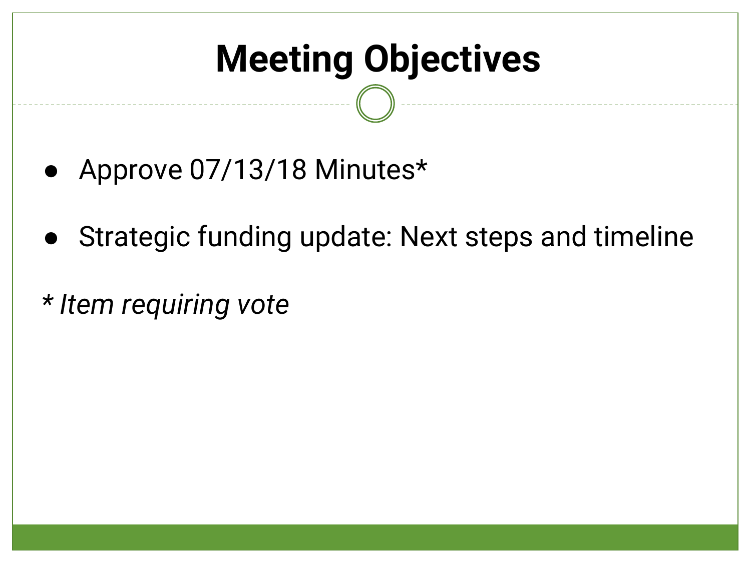# Meeting Objectives

- Approve 07/13/18 Minutes*
- Strategic funding update: Next steps and timeline

*\* Item requiring vote*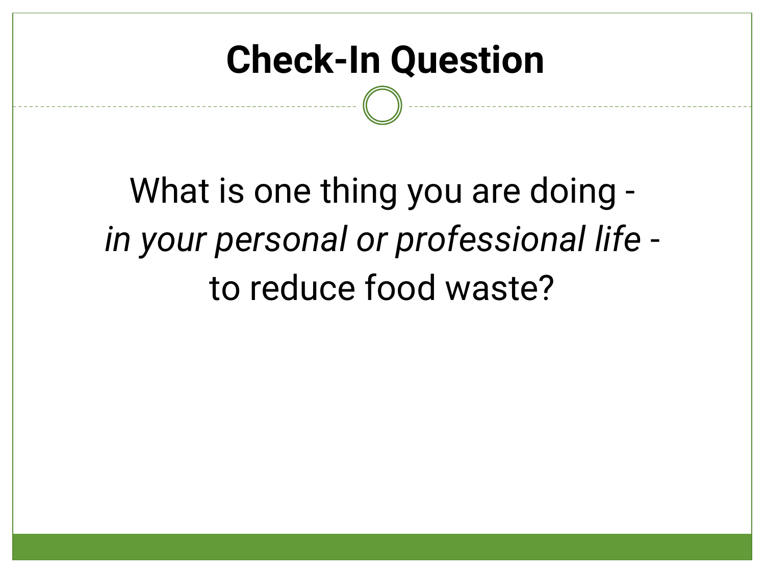# Check-In Question

What is one thing you are doing - *in your personal or professional life* - to reduce food waste?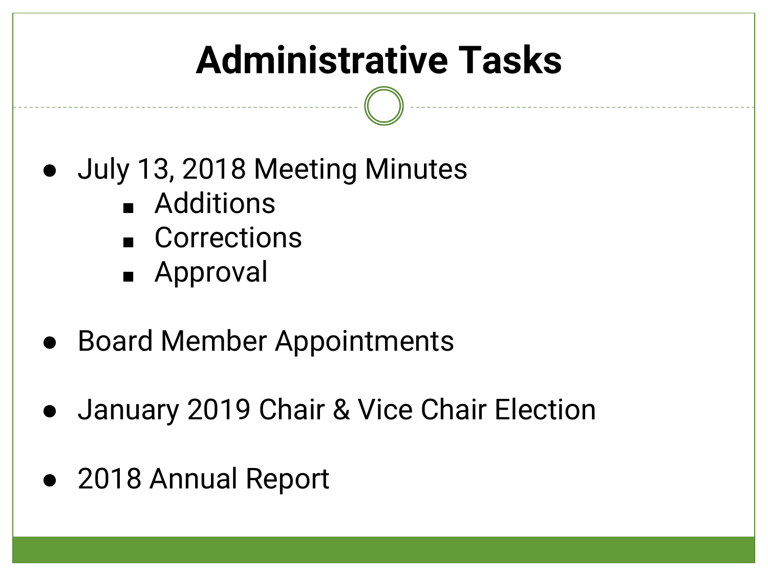# Administrative Tasks

- July 13, 2018 Meeting Minutes
  - Additions
  - Corrections
  - Approval

- Board Member Appointments

- January 2019 Chair & Vice Chair Election

- 2018 Annual Report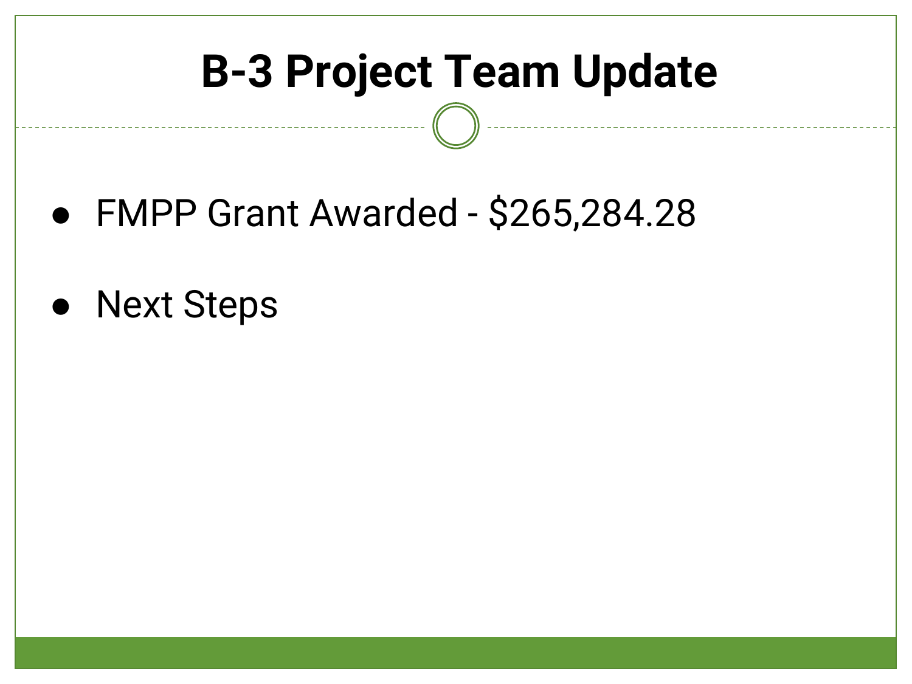# B-3 Project Team Update

- FMPP Grant Awarded - $265,284.28
- Next Steps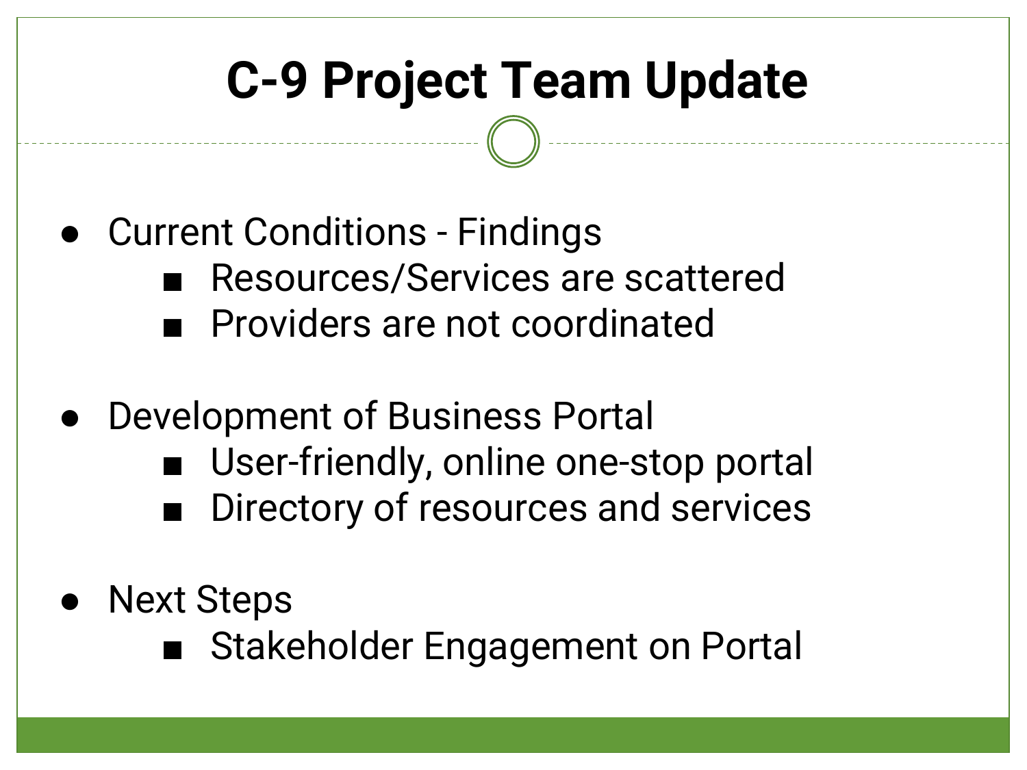# C-9 Project Team Update

- Current Conditions - Findings
  - Resources/Services are scattered
  - Providers are not coordinated
- Development of Business Portal
  - User-friendly, online one-stop portal
  - Directory of resources and services
- Next Steps
  - Stakeholder Engagement on Portal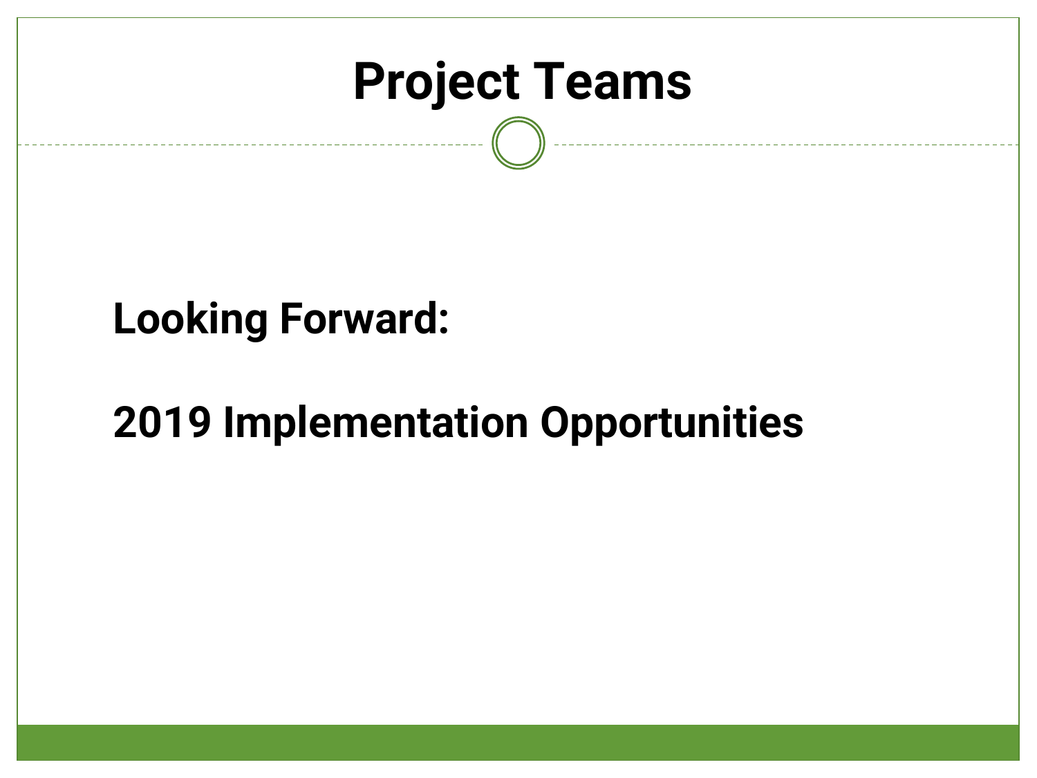# Project Teams

**Looking Forward:**

**2019 Implementation Opportunities**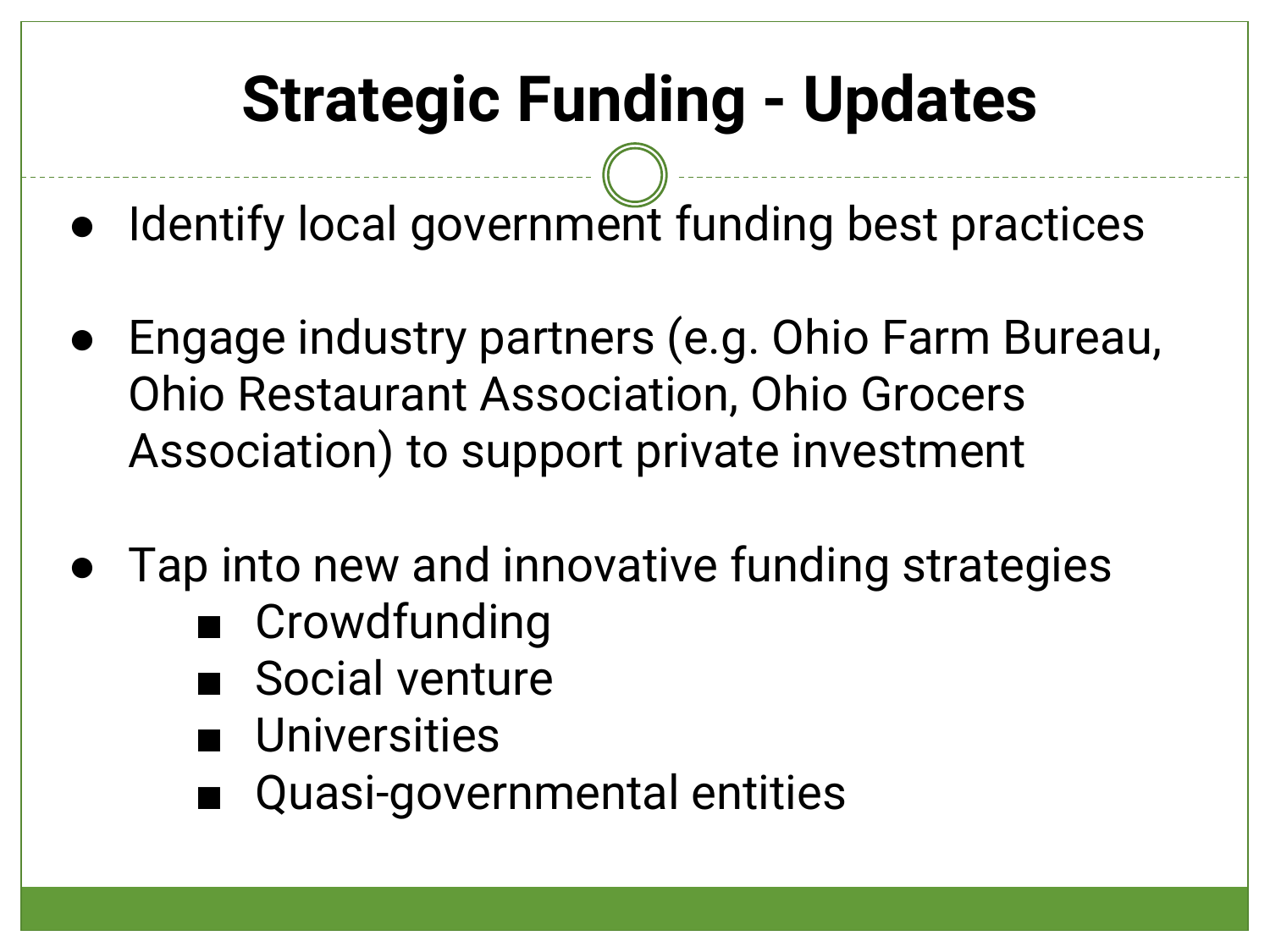# Strategic Funding - Updates

- Identify local government funding best practices

- Engage industry partners (e.g. Ohio Farm Bureau, Ohio Restaurant Association, Ohio Grocers Association) to support private investment

- Tap into new and innovative funding strategies
    - Crowdfunding
    - Social venture
    - Universities
    - Quasi-governmental entities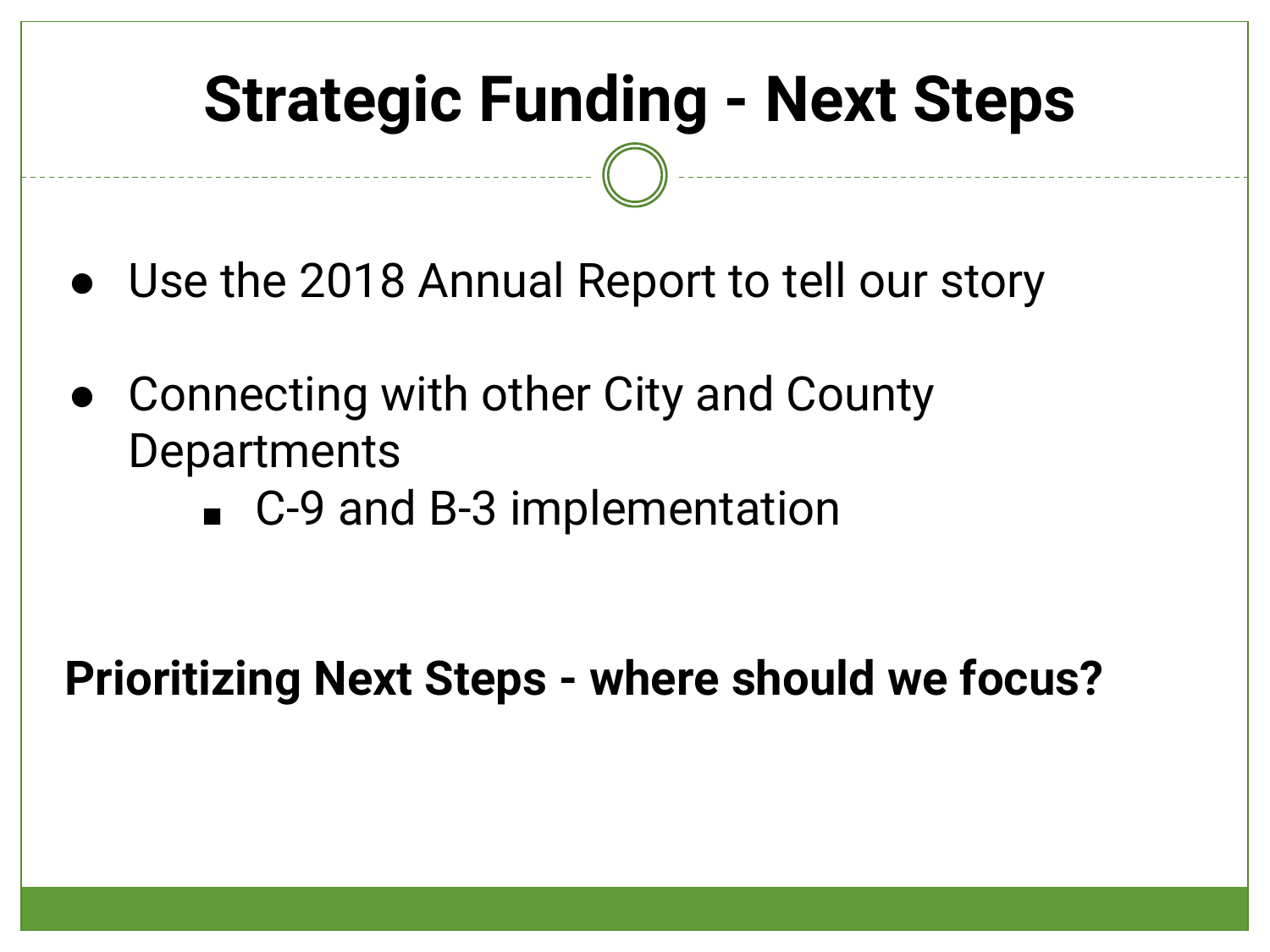# Strategic Funding - Next Steps

- Use the 2018 Annual Report to tell our story

- Connecting with other City and County Departments
    - C-9 and B-3 implementation

**Prioritizing Next Steps - where should we focus?**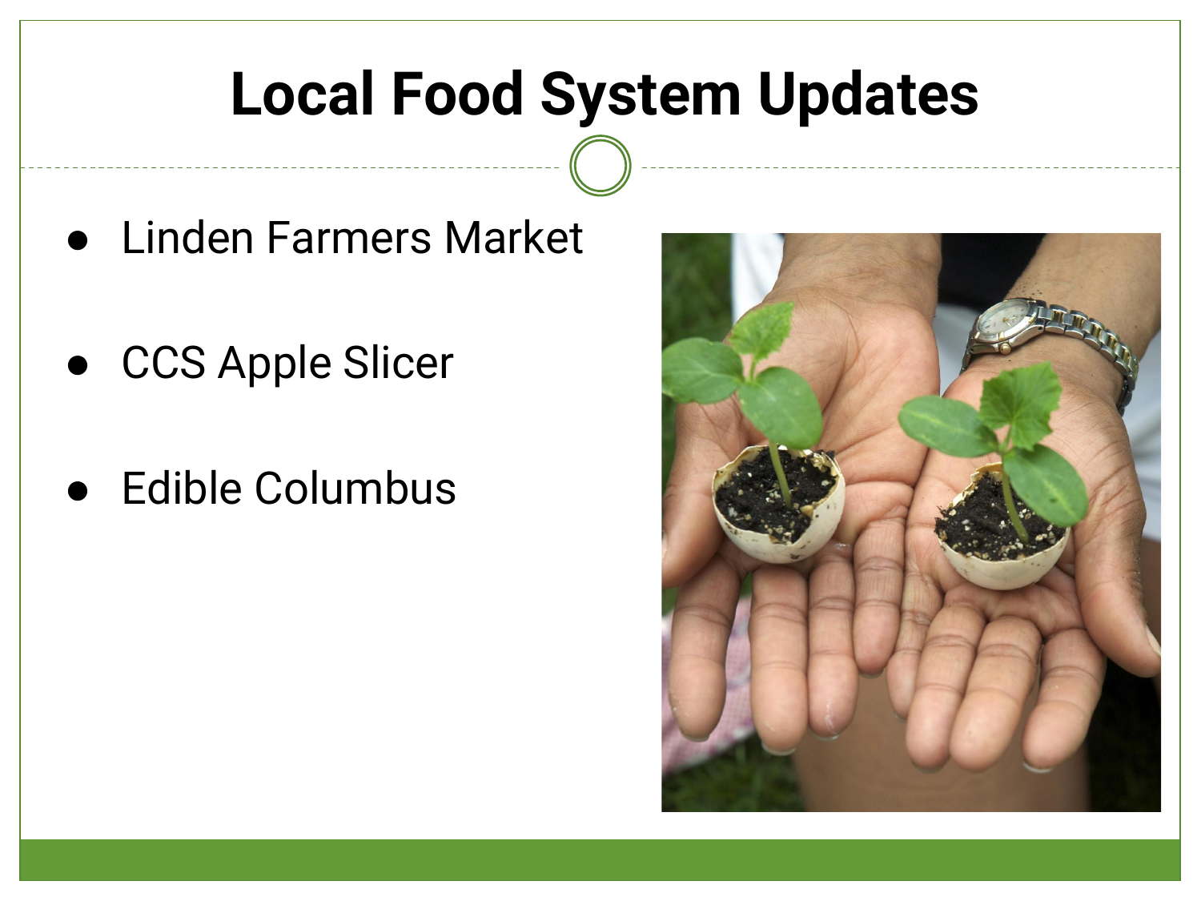# Local Food System Updates

- Linden Farmers Market
- CCS Apple Slicer
- Edible Columbus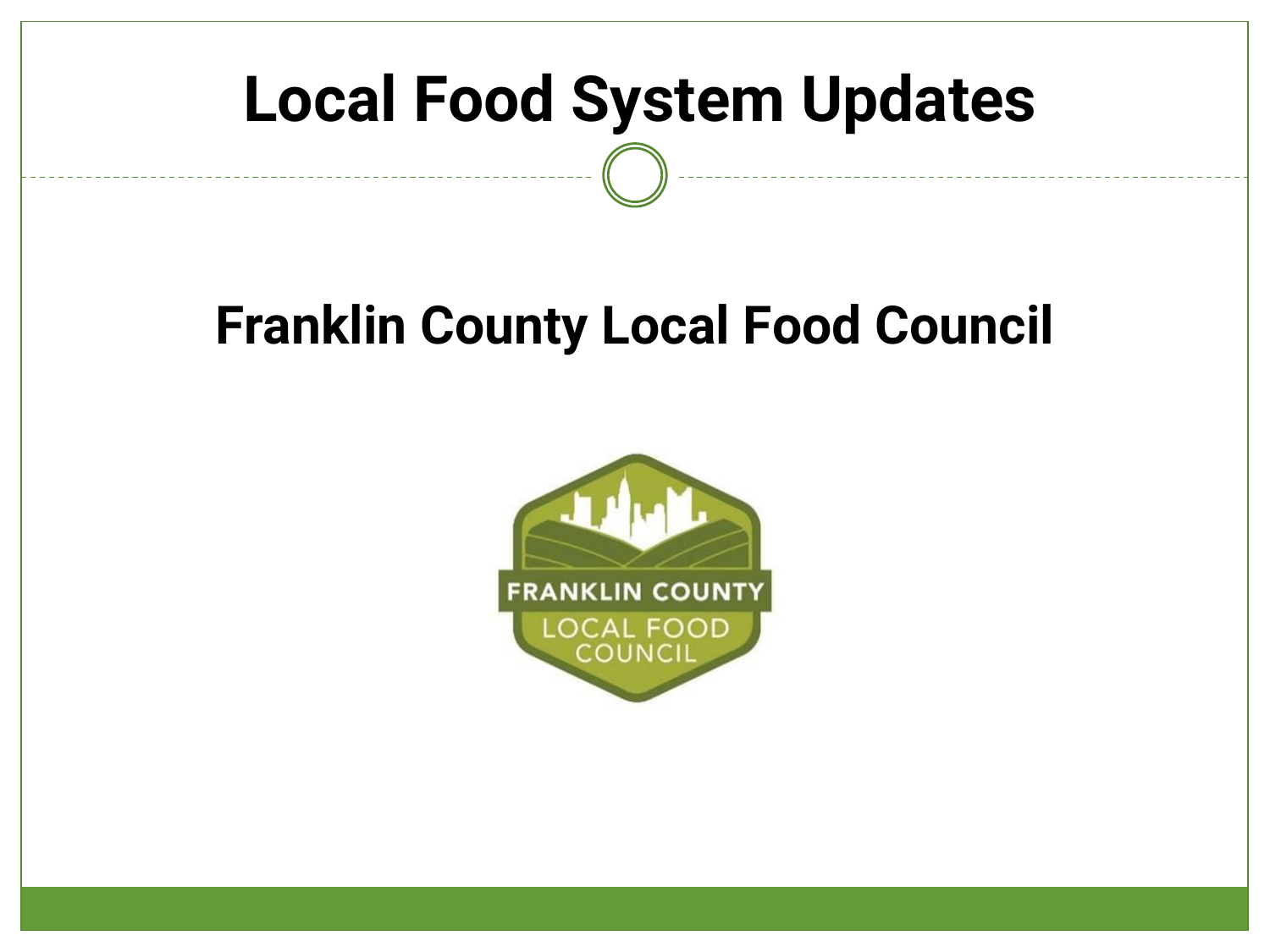# Local Food System Updates

## Franklin County Local Food Council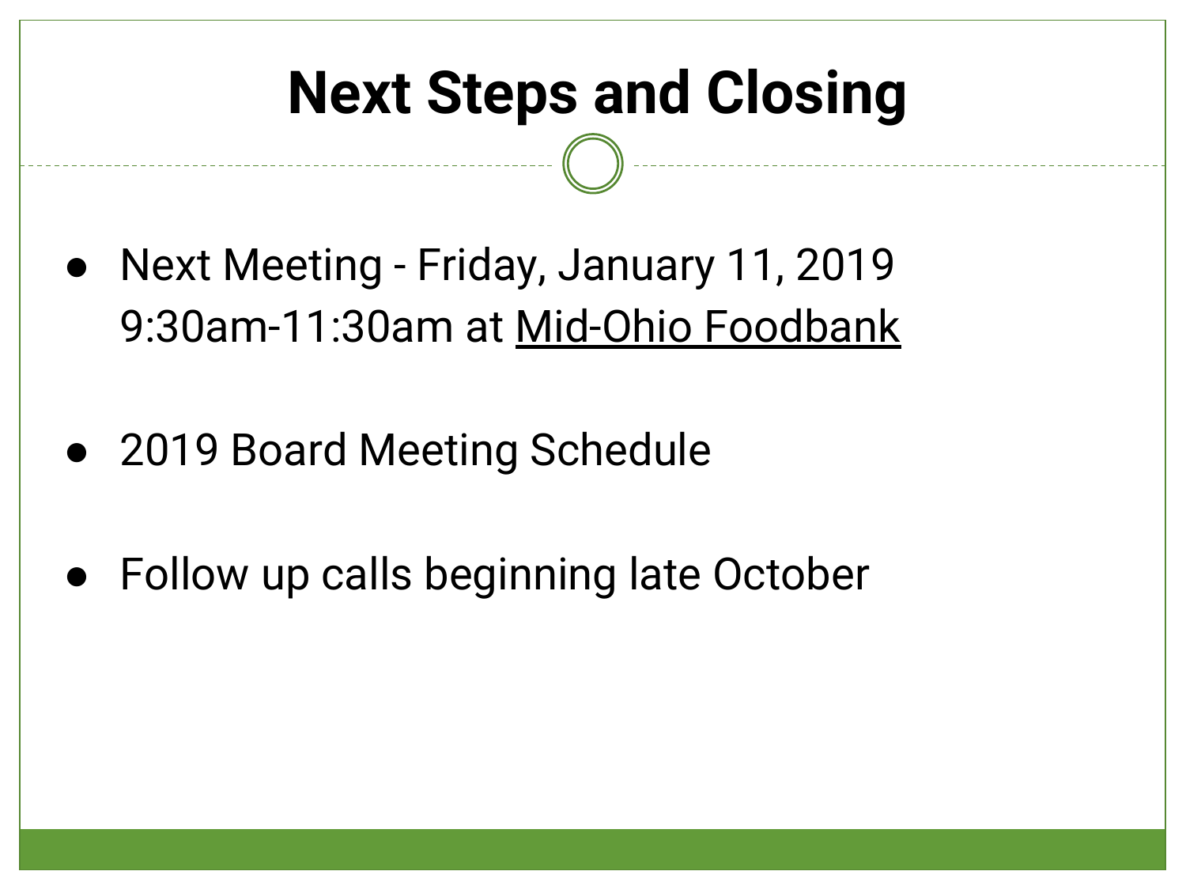# Next Steps and Closing

- Next Meeting - Friday, January 11, 2019 9:30am-11:30am at Mid-Ohio Foodbank

- 2019 Board Meeting Schedule

- Follow up calls beginning late October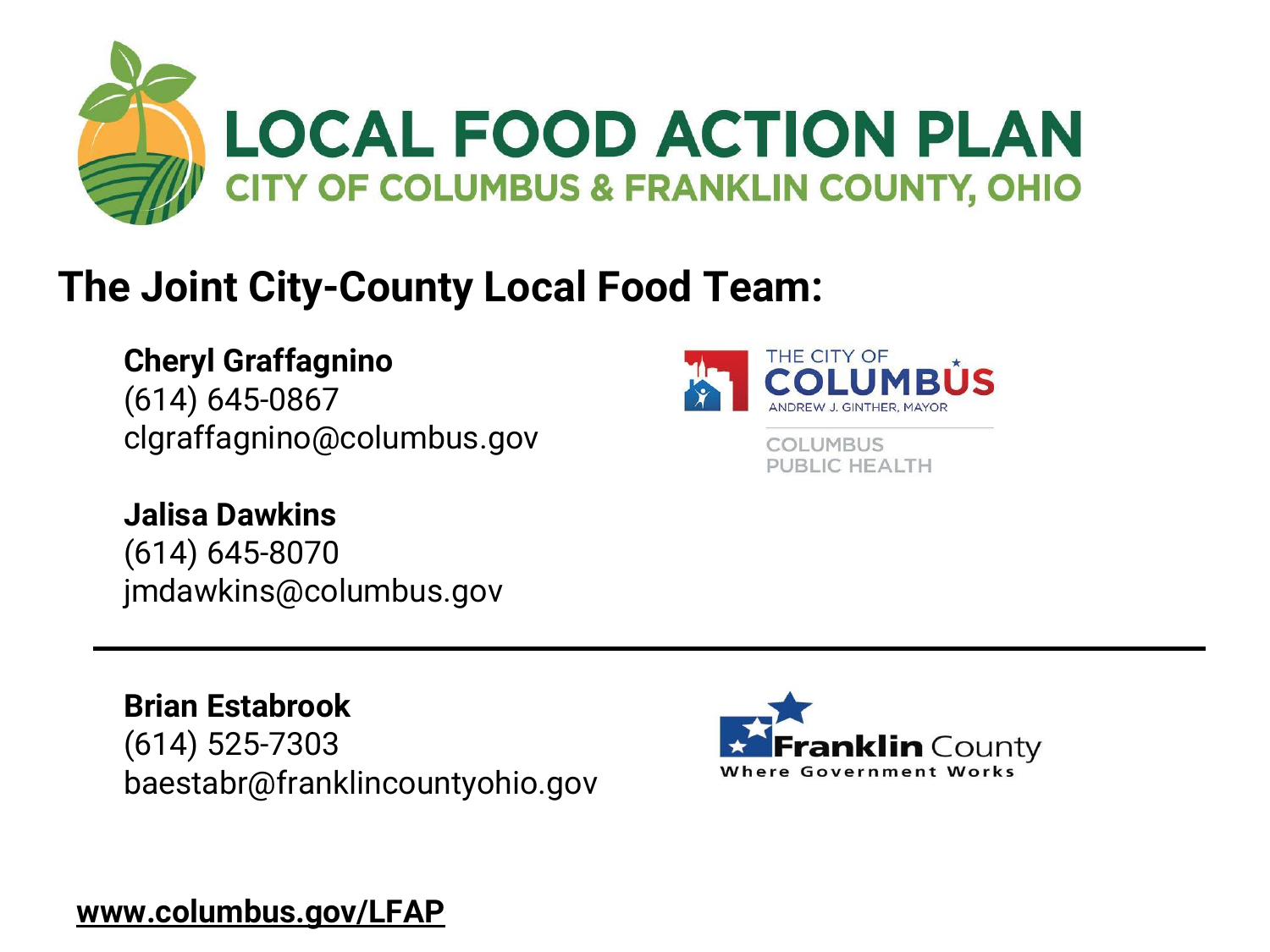# LOCAL FOOD ACTION PLAN

CITY OF COLUMBUS & FRANKLIN COUNTY, OHIO

## The Joint City-County Local Food Team:

**Cheryl Graffagnino**
(614) 645-0867
clgraffagnino@columbus.gov

THE CITY OF COLUMBUS
ANDREW J. GINTHER, MAYOR

COLUMBUS PUBLIC HEALTH

**Jalisa Dawkins**
(614) 645-8070
jmdawkins@columbus.gov

---

**Brian Estabrook**
(614) 525-7303
baestabr@franklincountyohio.gov

Franklin County
Where Government Works

**www.columbus.gov/LFAP**